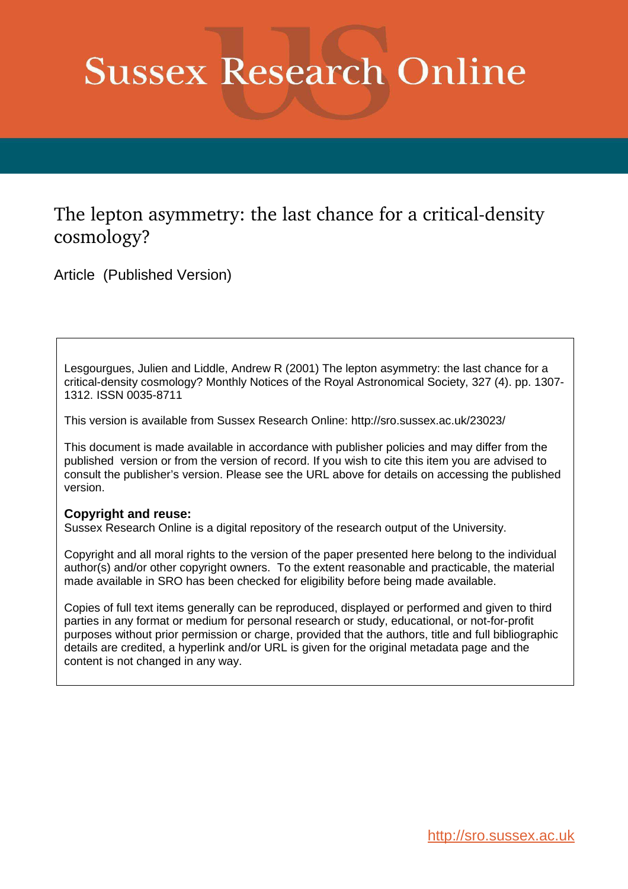# Sussex Research Online

## The lepton asymmetry: the last chance for a critical-density cosmology?

Article (Published Version)

Lesgourgues, Julien and Liddle, Andrew R (2001) The lepton asymmetry: the last chance for a critical-density cosmology? Monthly Notices of the Royal Astronomical Society, 327 (4). pp. 1307-1312. ISSN 0035-8711

This version is available from Sussex Research Online: http://sro.sussex.ac.uk/23023/

This document is made available in accordance with publisher policies and may differ from the published version or from the version of record. If you wish to cite this item you are advised to consult the publisher's version. Please see the URL above for details on accessing the published version.

**Copyright and reuse:**
Sussex Research Online is a digital repository of the research output of the University.

Copyright and all moral rights to the version of the paper presented here belong to the individual author(s) and/or other copyright owners. To the extent reasonable and practicable, the material made available in SRO has been checked for eligibility before being made available.

Copies of full text items generally can be reproduced, displayed or performed and given to third parties in any format or medium for personal research or study, educational, or not-for-profit purposes without prior permission or charge, provided that the authors, title and full bibliographic details are credited, a hyperlink and/or URL is given for the original metadata page and the content is not changed in any way.

http://sro.sussex.ac.uk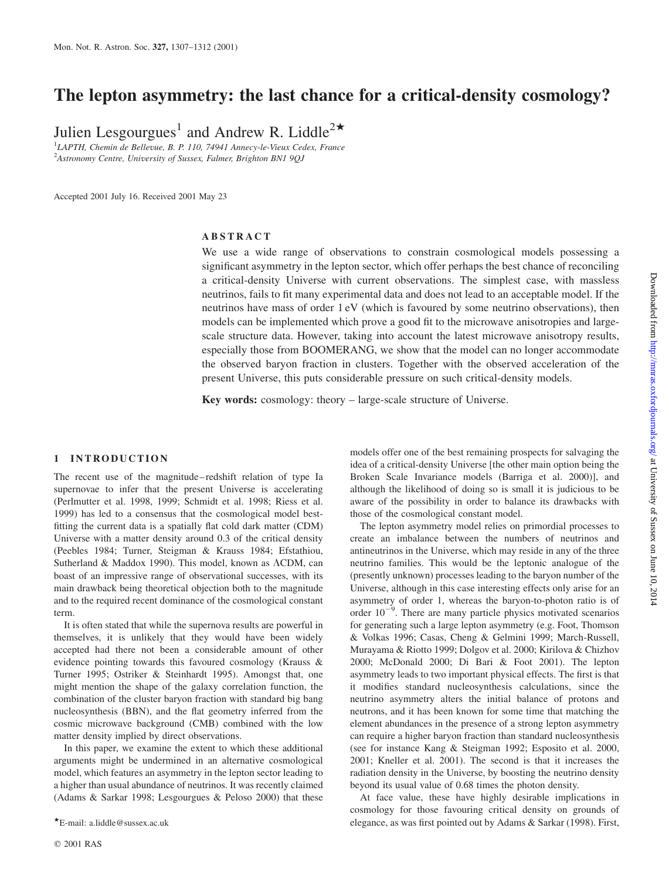# The lepton asymmetry: the last chance for a critical-density cosmology?

Julien Lesgourgues[1] and Andrew R. Liddle[2★]

[1] *LAPTH, Chemin de Bellevue, B. P. 110, 74941 Annecy-le-Vieux Cedex, France*
[2] *Astronomy Centre, University of Sussex, Falmer, Brighton BN1 9QJ*

Accepted 2001 July 16. Received 2001 May 23

## ABSTRACT

We use a wide range of observations to constrain cosmological models possessing a significant asymmetry in the lepton sector, which offer perhaps the best chance of reconciling a critical-density Universe with current observations. The simplest case, with massless neutrinos, fails to fit many experimental data and does not lead to an acceptable model. If the neutrinos have mass of order 1 eV (which is favoured by some neutrino observations), then models can be implemented which prove a good fit to the microwave anisotropies and large-scale structure data. However, taking into account the latest microwave anisotropy results, especially those from BOOMERANG, we show that the model can no longer accommodate the observed baryon fraction in clusters. Together with the observed acceleration of the present Universe, this puts considerable pressure on such critical-density models.

**Key words:** cosmology: theory – large-scale structure of Universe.

## 1 INTRODUCTION

The recent use of the magnitude–redshift relation of type Ia supernovae to infer that the present Universe is accelerating (Perlmutter et al. 1998, 1999; Schmidt et al. 1998; Riess et al. 1999) has led to a consensus that the cosmological model best-fitting the current data is a spatially flat cold dark matter (CDM) Universe with a matter density around 0.3 of the critical density (Peebles 1984; Turner, Steigman & Krauss 1984; Efstathiou, Sutherland & Maddox 1990). This model, known as ΛCDM, can boast of an impressive range of observational successes, with its main drawback being theoretical objection both to the magnitude and to the required recent dominance of the cosmological constant term.

It is often stated that while the supernova results are powerful in themselves, it is unlikely that they would have been widely accepted had there not been a considerable amount of other evidence pointing towards this favoured cosmology (Krauss & Turner 1995; Ostriker & Steinhardt 1995). Amongst that, one might mention the shape of the galaxy correlation function, the combination of the cluster baryon fraction with standard big bang nucleosynthesis (BBN), and the flat geometry inferred from the cosmic microwave background (CMB) combined with the low matter density implied by direct observations.

In this paper, we examine the extent to which these additional arguments might be undermined in an alternative cosmological model, which features an asymmetry in the lepton sector leading to a higher than usual abundance of neutrinos. It was recently claimed (Adams & Sarkar 1998; Lesgourgues & Peloso 2000) that these models offer one of the best remaining prospects for salvaging the idea of a critical-density Universe [the other main option being the Broken Scale Invariance models (Barriga et al. 2000)], and although the likelihood of doing so is small it is judicious to be aware of the possibility in order to balance its drawbacks with those of the cosmological constant model.

The lepton asymmetry model relies on primordial processes to create an imbalance between the numbers of neutrinos and antineutrinos in the Universe, which may reside in any of the three neutrino families. This would be the leptonic analogue of the (presently unknown) processes leading to the baryon number of the Universe, although in this case interesting effects only arise for an asymmetry of order 1, whereas the baryon-to-photon ratio is of order $10^{-9}$. There are many particle physics motivated scenarios for generating such a large lepton asymmetry (e.g. Foot, Thomson & Volkas 1996; Casas, Cheng & Gelmini 1999; March-Russell, Murayama & Riotto 1999; Dolgov et al. 2000; Kirilova & Chizhov 2000; McDonald 2000; Di Bari & Foot 2001). The lepton asymmetry leads to two important physical effects. The first is that it modifies standard nucleosynthesis calculations, since the neutrino asymmetry alters the initial balance of protons and neutrons, and it has been known for some time that matching the element abundances in the presence of a strong lepton asymmetry can require a higher baryon fraction than standard nucleosynthesis (see for instance Kang & Steigman 1992; Esposito et al. 2000, 2001; Kneller et al. 2001). The second is that it increases the radiation density in the Universe, by boosting the neutrino density beyond its usual value of 0.68 times the photon density.

At face value, these have highly desirable implications in cosmology for those favouring critical density on grounds of elegance, as was first pointed out by Adams & Sarkar (1998). First,

★E-mail: a.liddle@sussex.ac.uk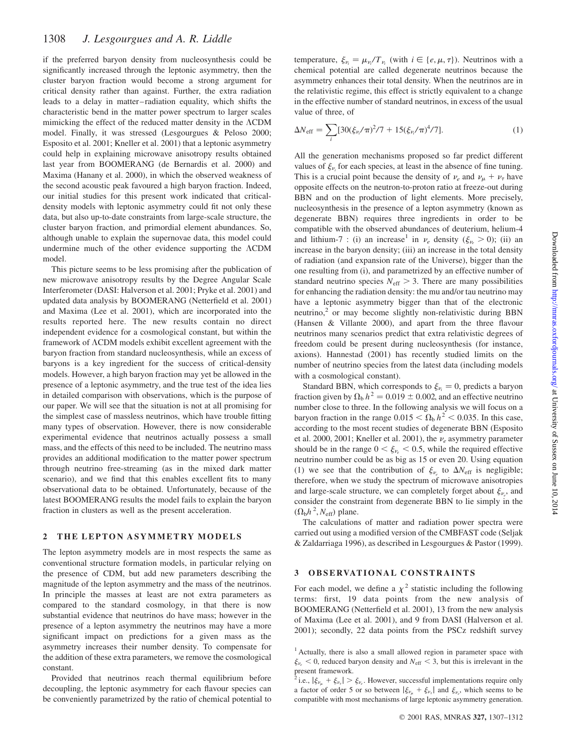if the preferred baryon density from nucleosynthesis could be significantly increased through the leptonic asymmetry, then the cluster baryon fraction would become a strong argument for critical density rather than against. Further, the extra radiation leads to a delay in matter–radiation equality, which shifts the characteristic bend in the matter power spectrum to larger scales mimicking the effect of the reduced matter density in the ΛCDM model. Finally, it was stressed (Lesgourgues & Peloso 2000; Esposito et al. 2001; Kneller et al. 2001) that a leptonic asymmetry could help in explaining microwave anisotropy results obtained last year from BOOMERANG (de Bernardis et al. 2000) and Maxima (Hanany et al. 2000), in which the observed weakness of the second acoustic peak favoured a high baryon fraction. Indeed, our initial studies for this present work indicated that critical-density models with leptonic asymmetry could fit not only these data, but also up-to-date constraints from large-scale structure, the cluster baryon fraction, and primordial element abundances. So, although unable to explain the supernovae data, this model could undermine much of the other evidence supporting the ΛCDM model.

This picture seems to be less promising after the publication of new microwave anisotropy results by the Degree Angular Scale Interferometer (DASI: Halverson et al. 2001; Pryke et al. 2001) and updated data analysis by BOOMERANG (Netterfield et al. 2001) and Maxima (Lee et al. 2001), which are incorporated into the results reported here. The new results contain no direct independent evidence for a cosmological constant, but within the framework of ΛCDM models exhibit excellent agreement with the baryon fraction from standard nucleosynthesis, while an excess of baryons is a key ingredient for the success of critical-density models. However, a high baryon fraction may yet be allowed in the presence of a leptonic asymmetry, and the true test of the idea lies in detailed comparison with observations, which is the purpose of our paper. We will see that the situation is not at all promising for the simplest case of massless neutrinos, which have trouble fitting many types of observation. However, there is now considerable experimental evidence that neutrinos actually possess a small mass, and the effects of this need to be included. The neutrino mass provides an additional modification to the matter power spectrum through neutrino free-streaming (as in the mixed dark matter scenario), and we find that this enables excellent fits to many observational data to be obtained. Unfortunately, because of the latest BOOMERANG results the model fails to explain the baryon fraction in clusters as well as the present acceleration.

## 2 THE LEPTON ASYMMETRY MODELS

The lepton asymmetry models are in most respects the same as conventional structure formation models, in particular relying on the presence of CDM, but add new parameters describing the magnitude of the lepton asymmetry and the mass of the neutrinos. In principle the masses at least are not extra parameters as compared to the standard cosmology, in that there is now substantial evidence that neutrinos do have mass; however in the presence of a lepton asymmetry the neutrinos may have a more significant impact on predictions for a given mass as the asymmetry increases their number density. To compensate for the addition of these extra parameters, we remove the cosmological constant.

Provided that neutrinos reach thermal equilibrium before decoupling, the leptonic asymmetry for each flavour species can be conveniently parametrized by the ratio of chemical potential to temperature, $\xi_{\nu_i} = \mu_{\nu_i}/T_{\nu_i}$ (with $i \in \{e, \mu, \tau\}$). Neutrinos with a chemical potential are called degenerate neutrinos because the asymmetry enhances their total density. When the neutrinos are in the relativistic regime, this effect is strictly equivalent to a change in the effective number of standard neutrinos, in excess of the usual value of three, of

$$\Delta N_{\rm eff} = \sum_i [30(\xi_{\nu_i}/\pi)^2/7 + 15(\xi_{\nu_i}/\pi)^4/7]. \qquad (1)$$

All the generation mechanisms proposed so far predict different values of $\xi_{\nu_i}$ for each species, at least in the absence of fine tuning. This is a crucial point because the density of $\nu_e$ and $\nu_\mu + \nu_\tau$ have opposite effects on the neutron-to-proton ratio at freeze-out during BBN and on the production of light elements. More precisely, nucleosynthesis in the presence of a lepton asymmetry (known as degenerate BBN) requires three ingredients in order to be compatible with the observed abundances of deuterium, helium-4 and lithium-7 : (i) an increase[1] in $\nu_e$ density ($\xi_{\nu_e} > 0$); (ii) an increase in the baryon density; (iii) an increase in the total density of radiation (and expansion rate of the Universe), bigger than the one resulting from (i), and parametrized by an effective number of standard neutrino species $N_{\rm eff} > 3$. There are many possibilities for enhancing the radiation density: the mu and/or tau neutrino may have a leptonic asymmetry bigger than that of the electronic neutrino,[2] or may become slightly non-relativistic during BBN (Hansen & Villante 2000), and apart from the three flavour neutrinos many scenarios predict that extra relativistic degrees of freedom could be present during nucleosynthesis (for instance, axions). Hannestad (2001) has recently studied limits on the number of neutrino species from the latest data (including models with a cosmological constant).

Standard BBN, which corresponds to $\xi_{\nu_i} = 0$, predicts a baryon fraction given by $\Omega_{\rm b} h^2 = 0.019 \pm 0.002$, and an effective neutrino number close to three. In the following analysis we will focus on a baryon fraction in the range $0.015 < \Omega_{\rm b} h^2 < 0.035$. In this case, according to the most recent studies of degenerate BBN (Esposito et al. 2000, 2001; Kneller et al. 2001), the $\nu_e$ asymmetry parameter should be in the range $0 < \xi_{\nu_e} < 0.5$, while the required effective neutrino number could be as big as 15 or even 20. Using equation (1) we see that the contribution of $\xi_{\nu_e}$ to $\Delta N_{\rm eff}$ is negligible; therefore, when we study the spectrum of microwave anisotropies and large-scale structure, we can completely forget about $\xi_{\nu_e}$ and consider the constraint from degenerate BBN to lie simply in the $(\Omega_{\rm b} h^2, N_{\rm eff})$ plane.

The calculations of matter and radiation power spectra were carried out using a modified version of the CMBFAST code (Seljak & Zaldarriaga 1996), as described in Lesgourgues & Pastor (1999).

## 3 OBSERVATIONAL CONSTRAINTS

For each model, we define a $\chi^2$ statistic including the following terms: first, 19 data points from the new analysis of BOOMERANG (Netterfield et al. 2001), 13 from the new analysis of Maxima (Lee et al. 2001), and 9 from DASI (Halverson et al. 2001); secondly, 22 data points from the PSCz redshift survey

[1] Actually, there is also a small allowed region in parameter space with $\xi_{\nu_e} < 0$, reduced baryon density and $N_{\rm eff} < 3$, but this is irrelevant in the present framework.

[2] i.e., $|\xi_{\nu_\mu} + \xi_{\nu_\tau}| > \xi_{\nu_e}$. However, successful implementations require only a factor of order 5 or so between $|\xi_{\nu_\mu} + \xi_{\nu_\tau}|$ and $\xi_{\nu_e}$, which seems to be compatible with most mechanisms of large leptonic asymmetry generation.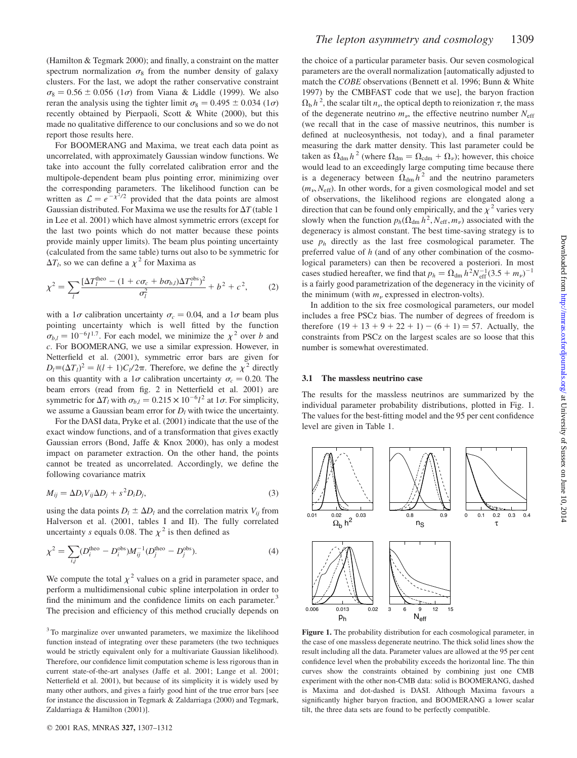(Hamilton & Tegmark 2000); and finally, a constraint on the matter spectrum normalization $\sigma_8$ from the number density of galaxy clusters. For the last, we adopt the rather conservative constraint $\sigma_8 = 0.56 \pm 0.056$ ($1\sigma$) from Viana & Liddle (1999). We also reran the analysis using the tighter limit $\sigma_8 = 0.495 \pm 0.034$ ($1\sigma$) recently obtained by Pierpaoli, Scott & White (2000), but this made no qualitative difference to our conclusions and so we do not report those results here.

For BOOMERANG and Maxima, we treat each data point as uncorrelated, with approximately Gaussian window functions. We take into account the fully correlated calibration error and the multipole-dependent beam plus pointing error, minimizing over the corresponding parameters. The likelihood function can be written as $\mathcal{L} = e^{-\chi^2/2}$ provided that the data points are almost Gaussian distributed. For Maxima we use the results for $\Delta T$ (table 1 in Lee et al. 2001) which have almost symmetric errors (except for the last two points which do not matter because these points provide mainly upper limits). The beam plus pointing uncertainty (calculated from the same table) turns out also to be symmetric for $\Delta T_l$, so we can define a $\chi^2$ for Maxima as

$$\chi^2 = \sum_l \frac{[\Delta T_l^{\rm theo} - (1 + c\sigma_c + b\sigma_{b,l})\Delta T_l^{\rm obs}]^2}{\sigma_l^2} + b^2 + c^2, \qquad (2)$$

with a $1\sigma$ calibration uncertainty $\sigma_c = 0.04$, and a $1\sigma$ beam plus pointing uncertainty which is well fitted by the function $\sigma_{b,l} = 10^{-6} l^{1.7}$. For each model, we minimize the $\chi^2$ over $b$ and $c$. For BOOMERANG, we use a similar expression. However, in Netterfield et al. (2001), symmetric error bars are given for $D_l \equiv (\Delta T_l)^2 = l(l+1)C_l/2\pi$. Therefore, we define the $\chi^2$ directly on this quantity with a $1\sigma$ calibration uncertainty $\sigma_c = 0.20$. The beam errors (read from fig. 2 in Netterfield et al. 2001) are symmetric for $\Delta T_l$ with $\sigma_{b,l} = 0.215 \times 10^{-6} l^2$ at $1\sigma$. For simplicity, we assume a Gaussian beam error for $D_l$ with twice the uncertainty.

For the DASI data, Pryke et al. (2001) indicate that the use of the exact window functions, and of a transformation that gives exactly Gaussian errors (Bond, Jaffe & Knox 2000), has only a modest impact on parameter extraction. On the other hand, the points cannot be treated as uncorrelated. Accordingly, we define the following covariance matrix

$$M_{ij} = \Delta D_i V_{ij} \Delta D_j + s^2 D_i D_j, \qquad (3)$$

using the data points $D_l \pm \Delta D_l$ and the correlation matrix $V_{ij}$ from Halverson et al. (2001, tables I and II). The fully correlated uncertainty $s$ equals 0.08. The $\chi^2$ is then defined as

$$\chi^2 = \sum_{i,j} (D_i^{\rm theo} - D_i^{\rm obs}) M_{ij}^{-1} (D_j^{\rm theo} - D_j^{\rm obs}). \qquad (4)$$

We compute the total $\chi^2$ values on a grid in parameter space, and perform a multidimensional cubic spline interpolation in order to find the minimum and the confidence limits on each parameter.[3] The precision and efficiency of this method crucially depends on the choice of a particular parameter basis. Our seven cosmological parameters are the overall normalization [automatically adjusted to match the *COBE* observations (Bennett et al. 1996; Bunn & White 1997) by the CMBFAST code that we use], the baryon fraction $\Omega_b h^2$, the scalar tilt $n_s$, the optical depth to reionization $\tau$, the mass of the degenerate neutrino $m_\nu$, the effective neutrino number $N_{\rm eff}$ (we recall that in the case of massive neutrinos, this number is defined at nucleosynthesis, not today), and a final parameter measuring the dark matter density. This last parameter could be taken as $\Omega_{\rm dm} h^2$ (where $\Omega_{\rm dm} = \Omega_{\rm cdm} + \Omega_\nu$); however, this choice would lead to an exceedingly large computing time because there is a degeneracy between $\Omega_{\rm dm} h^2$ and the neutrino parameters $(m_\nu, N_{\rm eff})$. In other words, for a given cosmological model and set of observations, the likelihood regions are elongated along a direction that can be found only empirically, and the $\chi^2$ varies very slowly when the function $p_h(\Omega_{\rm dm} h^2, N_{\rm eff}, m_\nu)$ associated with the degeneracy is almost constant. The best time-saving strategy is to use $p_h$ directly as the last free cosmological parameter. The preferred value of $h$ (and of any other combination of the cosmological parameters) can then be recovered a posteriori. In most cases studied hereafter, we find that $p_h = \Omega_{\rm dm} h^2 N_{\rm eff}^{-1} (3.5 + m_\nu)^{-1}$ is a fairly good parametrization of the degeneracy in the vicinity of the minimum (with $m_\nu$ expressed in electron-volts).

In addition to the six free cosmological parameters, our model includes a free PSCz bias. The number of degrees of freedom is therefore $(19 + 13 + 9 + 22 + 1) - (6 + 1) = 57$. Actually, the constraints from PSCz on the largest scales are so loose that this number is somewhat overestimated.

### 3.1 The massless neutrino case

The results for the massless neutrinos are summarized by the individual parameter probability distributions, plotted in Fig. 1. The values for the best-fitting model and the 95 per cent confidence level are given in Table 1.

**Figure 1.** The probability distribution for each cosmological parameter, in the case of one massless degenerate neutrino. The thick solid lines show the result including all the data. Parameter values are allowed at the 95 per cent confidence level when the probability exceeds the horizontal line. The thin curves show the constraints obtained by combining just one CMB experiment with the other non-CMB data: solid is BOOMERANG, dashed is Maxima and dot-dashed is DASI. Although Maxima favours a significantly higher baryon fraction, and BOOMERANG a lower scalar tilt, the three data sets are found to be perfectly compatible.

[3] To marginalize over unwanted parameters, we maximize the likelihood function instead of integrating over these parameters (the two techniques would be strictly equivalent only for a multivariate Gaussian likelihood). Therefore, our confidence limit computation scheme is less rigorous than in current state-of-the-art analyses (Jaffe et al. 2001; Lange et al. 2001; Netterfield et al. 2001), but because of its simplicity it is widely used by many other authors, and gives a fairly good hint of the true error bars [see for instance the discussion in Tegmark & Zaldarriaga (2000) and Tegmark, Zaldarriaga & Hamilton (2001)].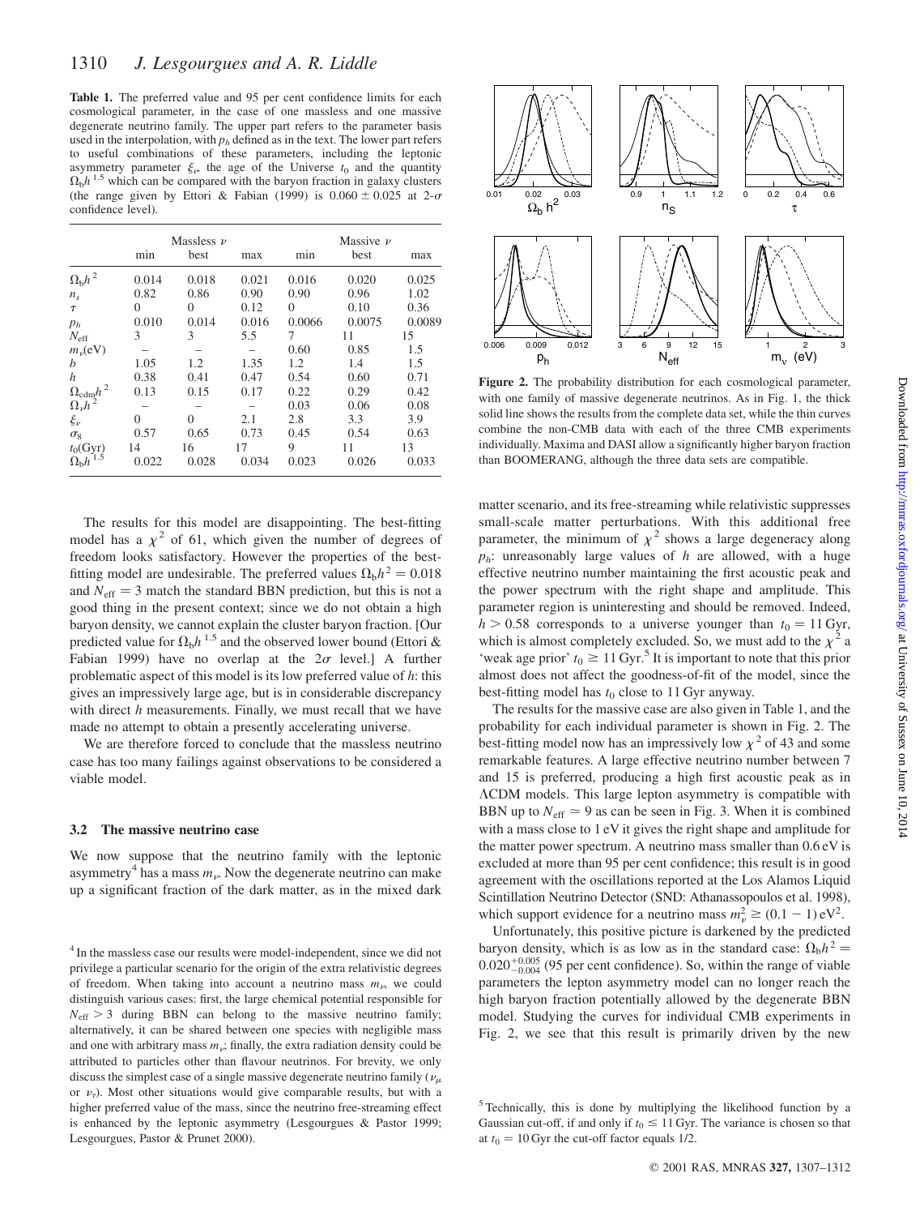**Table 1.** The preferred value and 95 per cent confidence limits for each cosmological parameter, in the case of one massless and one massive degenerate neutrino family. The upper part refers to the parameter basis used in the interpolation, with $p_h$ defined as in the text. The lower part refers to useful combinations of these parameters, including the leptonic asymmetry parameter $\xi_\nu$, the age of the Universe $t_0$ and the quantity $\Omega_b h^{1.5}$ which can be compared with the baryon fraction in galaxy clusters (the range given by Ettori & Fabian (1999) is $0.060 \pm 0.025$ at 2-$\sigma$ confidence level).

| | Massless $\nu$ | | | Massive $\nu$ | | |
|---|---|---|---|---|---|---|
| | min | best | max | min | best | max |
| $\Omega_b h^2$ | 0.014 | 0.018 | 0.021 | 0.016 | 0.020 | 0.025 |
| $n_s$ | 0.82 | 0.86 | 0.90 | 0.90 | 0.96 | 1.02 |
| $\tau$ | 0 | 0 | 0.12 | 0 | 0.10 | 0.36 |
| $p_h$ | 0.010 | 0.014 | 0.016 | 0.0066 | 0.0075 | 0.0089 |
| $N_{\rm eff}$ | 3 | 3 | 5.5 | 7 | 11 | 15 |
| $m_\nu$(eV) | – | – | – | 0.60 | 0.85 | 1.5 |
| $b$ | 1.05 | 1.2 | 1.35 | 1.2 | 1.4 | 1.5 |
| $h$ | 0.38 | 0.41 | 0.47 | 0.54 | 0.60 | 0.71 |
| $\Omega_{\rm cdm} h^2$ | 0.13 | 0.15 | 0.17 | 0.22 | 0.29 | 0.42 |
| $\Omega_\nu h^2$ | – | – | – | 0.03 | 0.06 | 0.08 |
| $\xi_\nu$ | 0 | 0 | 2.1 | 2.8 | 3.3 | 3.9 |
| $\sigma_8$ | 0.57 | 0.65 | 0.73 | 0.45 | 0.54 | 0.63 |
| $t_0$(Gyr) | 14 | 16 | 17 | 9 | 11 | 13 |
| $\Omega_b h^{1.5}$ | 0.022 | 0.028 | 0.034 | 0.023 | 0.026 | 0.033 |

The results for this model are disappointing. The best-fitting model has a $\chi^2$ of 61, which given the number of degrees of freedom looks satisfactory. However the properties of the best-fitting model are undesirable. The preferred values $\Omega_b h^2 = 0.018$ and $N_{\rm eff} = 3$ match the standard BBN prediction, but this is not a good thing in the present context; since we do not obtain a high baryon density, we cannot explain the cluster baryon fraction. [Our predicted value for $\Omega_b h^{1.5}$ and the observed lower bound (Ettori & Fabian 1999) have no overlap at the $2\sigma$ level.] A further problematic aspect of this model is its low preferred value of $h$: this gives an impressively large age, but is in considerable discrepancy with direct $h$ measurements. Finally, we must recall that we have made no attempt to obtain a presently accelerating universe.

We are therefore forced to conclude that the massless neutrino case has too many failings against observations to be considered a viable model.

### 3.2 The massive neutrino case

We now suppose that the neutrino family with the leptonic asymmetry[4] has a mass $m_\nu$. Now the degenerate neutrino can make up a significant fraction of the dark matter, as in the mixed dark matter scenario, and its free-streaming while relativistic suppresses small-scale matter perturbations. With this additional free parameter, the minimum of $\chi^2$ shows a large degeneracy along $p_h$: unreasonably large values of $h$ are allowed, with a huge effective neutrino number maintaining the first acoustic peak and the power spectrum with the right shape and amplitude. This parameter region is uninteresting and should be removed. Indeed, $h > 0.58$ corresponds to a universe younger than $t_0 = 11$ Gyr, which is almost completely excluded. So, we must add to the $\chi^2$ a 'weak age prior' $t_0 \geq 11$ Gyr.[5] It is important to note that this prior almost does not affect the goodness-of-fit of the model, since the best-fitting model has $t_0$ close to 11 Gyr anyway.

**Figure 2.** The probability distribution for each cosmological parameter, with one family of massive degenerate neutrinos. As in Fig. 1, the thick solid line shows the results from the complete data set, while the thin curves combine the non-CMB data with each of the three CMB experiments individually. Maxima and DASI allow a significantly higher baryon fraction than BOOMERANG, although the three data sets are compatible.

The results for the massive case are also given in Table 1, and the probability for each individual parameter is shown in Fig. 2. The best-fitting model now has an impressively low $\chi^2$ of 43 and some remarkable features. A large effective neutrino number between 7 and 15 is preferred, producing a high first acoustic peak as in ΛCDM models. This large lepton asymmetry is compatible with BBN up to $N_{\rm eff} \simeq 9$ as can be seen in Fig. 3. When it is combined with a mass close to 1 eV it gives the right shape and amplitude for the matter power spectrum. A neutrino mass smaller than 0.6 eV is excluded at more than 95 per cent confidence; this result is in good agreement with the oscillations reported at the Los Alamos Liquid Scintillation Neutrino Detector (SND: Athanassopoulos et al. 1998), which support evidence for a neutrino mass $m_\nu^2 \geq (0.1 - 1)\,{\rm eV}^2$.

Unfortunately, this positive picture is darkened by the predicted baryon density, which is as low as in the standard case: $\Omega_b h^2 = 0.020^{+0.005}_{-0.004}$ (95 per cent confidence). So, within the range of viable parameters the lepton asymmetry model can no longer reach the high baryon fraction potentially allowed by the degenerate BBN model. Studying the curves for individual CMB experiments in Fig. 2, we see that this result is primarily driven by the new

[4] In the massless case our results were model-independent, since we did not privilege a particular scenario for the origin of the extra relativistic degrees of freedom. When taking into account a neutrino mass $m_\nu$, we could distinguish various cases: first, the large chemical potential responsible for $N_{\rm eff} > 3$ during BBN can belong to the massive neutrino family; alternatively, it can be shared between one species with negligible mass and one with arbitrary mass $m_\nu$; finally, the extra radiation density could be attributed to particles other than flavour neutrinos. For brevity, we only discuss the simplest case of a single massive degenerate neutrino family ($\nu_\mu$ or $\nu_\tau$). Most other situations would give comparable results, but with a higher preferred value of the mass, since the neutrino free-streaming effect is enhanced by the leptonic asymmetry (Lesgourgues & Pastor 1999; Lesgourgues, Pastor & Prunet 2000).

[5] Technically, this is done by multiplying the likelihood function by a Gaussian cut-off, if and only if $t_0 \leq 11$ Gyr. The variance is chosen so that at $t_0 = 10$ Gyr the cut-off factor equals 1/2.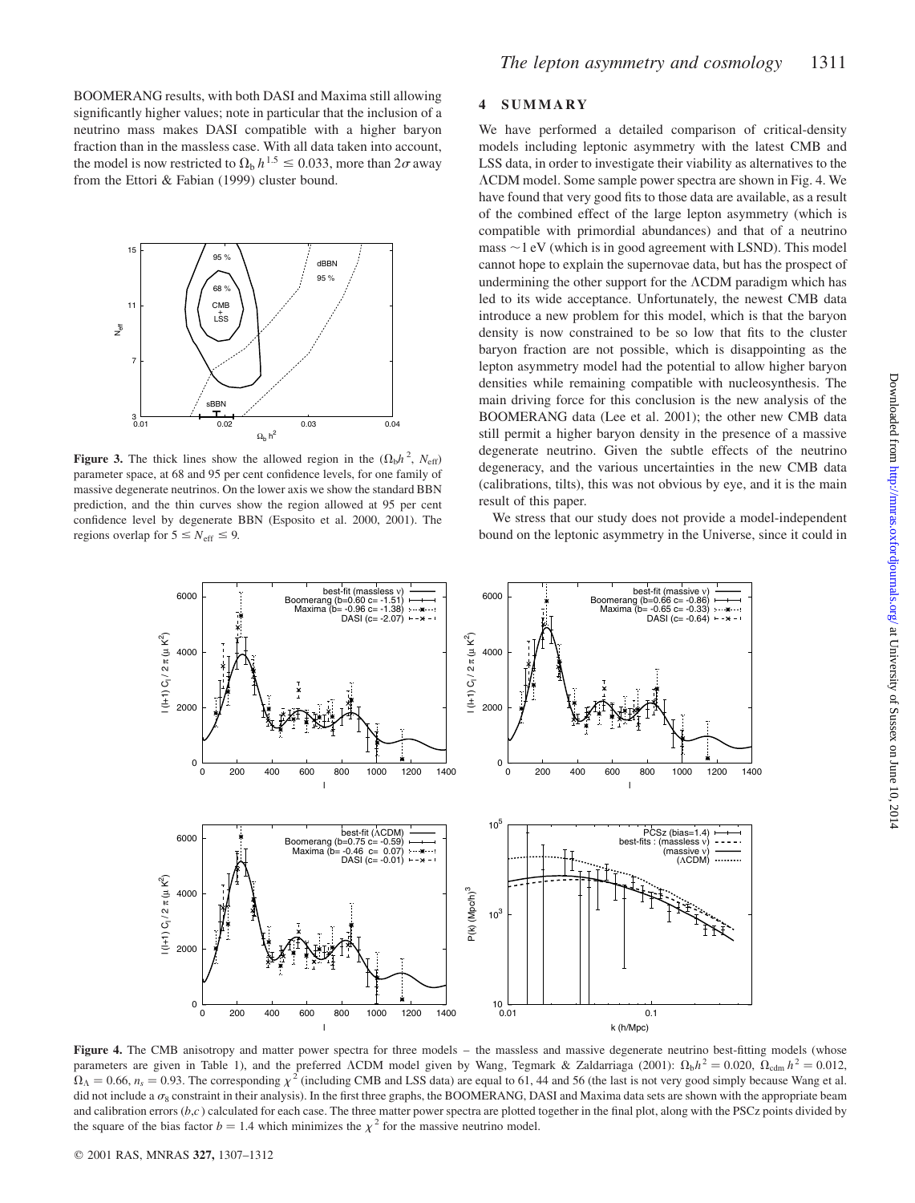BOOMERANG results, with both DASI and Maxima still allowing significantly higher values; note in particular that the inclusion of a neutrino mass makes DASI compatible with a higher baryon fraction than in the massless case. With all data taken into account, the model is now restricted to $\Omega_b h^{1.5} \leq 0.033$, more than $2\sigma$ away from the Ettori & Fabian (1999) cluster bound.

**Figure 3.** The thick lines show the allowed region in the $(\Omega_b h^2, N_{\rm eff})$ parameter space, at 68 and 95 per cent confidence levels, for one family of massive degenerate neutrinos. On the lower axis we show the standard BBN prediction, and the thin curves show the region allowed at 95 per cent confidence level by degenerate BBN (Esposito et al. 2000, 2001). The regions overlap for $5 \leq N_{\rm eff} \leq 9$.

## 4 SUMMARY

We have performed a detailed comparison of critical-density models including leptonic asymmetry with the latest CMB and LSS data, in order to investigate their viability as alternatives to the $\Lambda$CDM model. Some sample power spectra are shown in Fig. 4. We have found that very good fits to those data are available, as a result of the combined effect of the large lepton asymmetry (which is compatible with primordial abundances) and that of a neutrino mass $\sim 1$ eV (which is in good agreement with LSND). This model cannot hope to explain the supernovae data, but has the prospect of undermining the other support for the $\Lambda$CDM paradigm which has led to its wide acceptance. Unfortunately, the newest CMB data introduce a new problem for this model, which is that the baryon density is now constrained to be so low that fits to the cluster baryon fraction are not possible, which is disappointing as the lepton asymmetry model had the potential to allow higher baryon densities while remaining compatible with nucleosynthesis. The main driving force for this conclusion is the new analysis of the BOOMERANG data (Lee et al. 2001); the other new CMB data still permit a higher baryon density in the presence of a massive degenerate neutrino. Given the subtle effects of the neutrino degeneracy, and the various uncertainties in the new CMB data (calibrations, tilts), this was not obvious by eye, and it is the main result of this paper.

We stress that our study does not provide a model-independent bound on the leptonic asymmetry in the Universe, since it could in

**Figure 4.** The CMB anisotropy and matter power spectra for three models – the massless and massive degenerate neutrino best-fitting models (whose parameters are given in Table 1), and the preferred $\Lambda$CDM model given by Wang, Tegmark & Zaldarriaga (2001): $\Omega_b h^2 = 0.020$, $\Omega_{\rm cdm} h^2 = 0.012$, $\Omega_\Lambda = 0.66$, $n_s = 0.93$. The corresponding $\chi^2$ (including CMB and LSS data) are equal to 61, 44 and 56 (the last is not very good simply because Wang et al. did not include a $\sigma_8$ constraint in their analysis). In the first three graphs, the BOOMERANG, DASI and Maxima data sets are shown with the appropriate beam and calibration errors $(b,c)$ calculated for each case. The three matter power spectra are plotted together in the final plot, along with the PSCz points divided by the square of the bias factor $b = 1.4$ which minimizes the $\chi^2$ for the massive neutrino model.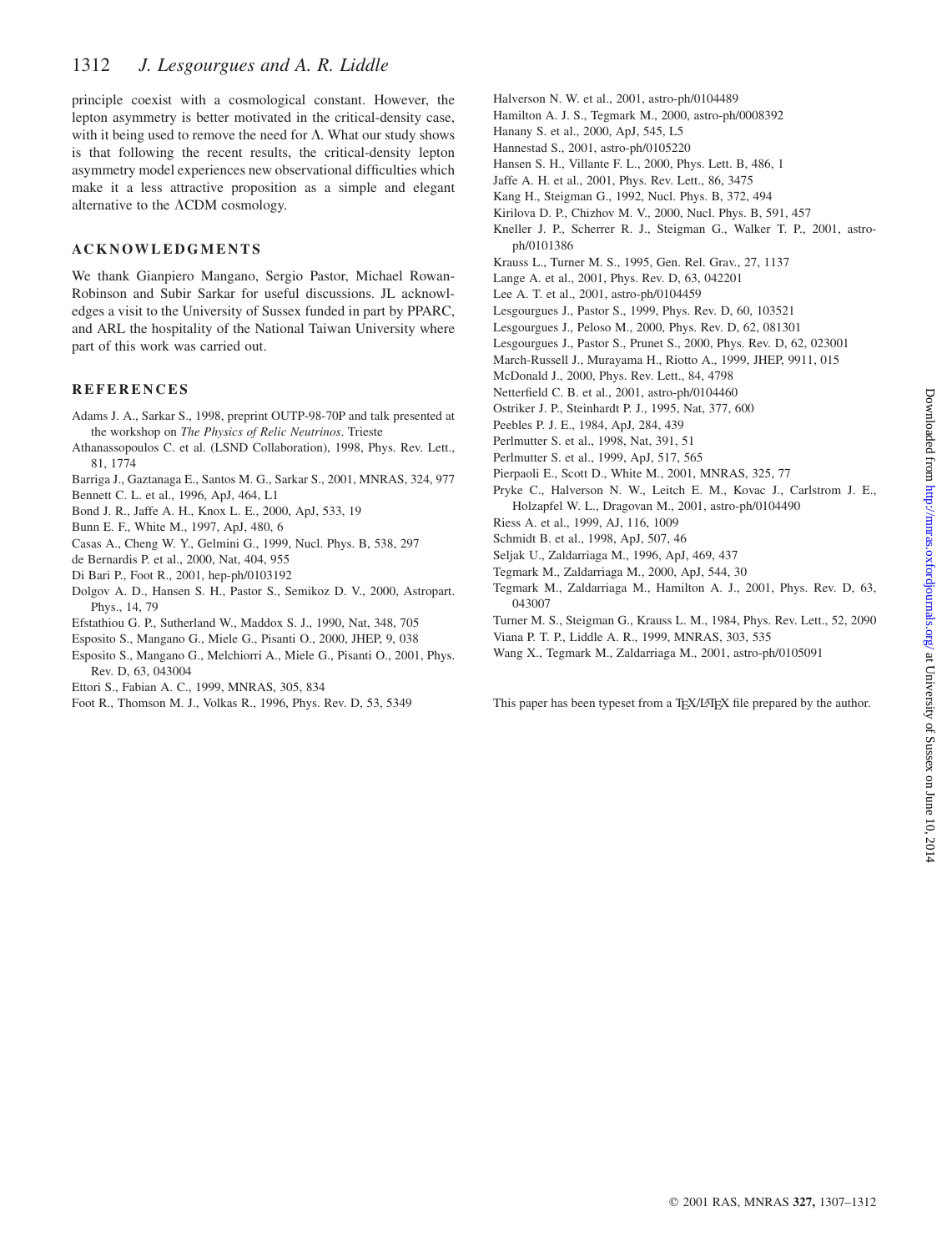principle coexist with a cosmological constant. However, the lepton asymmetry is better motivated in the critical-density case, with it being used to remove the need for $\Lambda$. What our study shows is that following the recent results, the critical-density lepton asymmetry model experiences new observational difficulties which make it a less attractive proposition as a simple and elegant alternative to the $\Lambda$CDM cosmology.

## ACKNOWLEDGMENTS

We thank Gianpiero Mangano, Sergio Pastor, Michael Rowan-Robinson and Subir Sarkar for useful discussions. JL acknowledges a visit to the University of Sussex funded in part by PPARC, and ARL the hospitality of the National Taiwan University where part of this work was carried out.

## REFERENCES

Adams J. A., Sarkar S., 1998, preprint OUTP-98-70P and talk presented at the workshop on *The Physics of Relic Neutrinos*. Trieste

Athanassopoulos C. et al. (LSND Collaboration), 1998, Phys. Rev. Lett., 81, 1774

Barriga J., Gaztanaga E., Santos M. G., Sarkar S., 2001, MNRAS, 324, 977

Bennett C. L. et al., 1996, ApJ, 464, L1

Bond J. R., Jaffe A. H., Knox L. E., 2000, ApJ, 533, 19

Bunn E. F., White M., 1997, ApJ, 480, 6

Casas A., Cheng W. Y., Gelmini G., 1999, Nucl. Phys. B, 538, 297

de Bernardis P. et al., 2000, Nat, 404, 955

Di Bari P., Foot R., 2001, hep-ph/0103192

Dolgov A. D., Hansen S. H., Pastor S., Semikoz D. V., 2000, Astropart. Phys., 14, 79

Efstathiou G. P., Sutherland W., Maddox S. J., 1990, Nat, 348, 705

Esposito S., Mangano G., Miele G., Pisanti O., 2000, JHEP, 9, 038

Esposito S., Mangano G., Melchiorri A., Miele G., Pisanti O., 2001, Phys. Rev. D, 63, 043004

Ettori S., Fabian A. C., 1999, MNRAS, 305, 834

Foot R., Thomson M. J., Volkas R., 1996, Phys. Rev. D, 53, 5349

Halverson N. W. et al., 2001, astro-ph/0104489

Hamilton A. J. S., Tegmark M., 2000, astro-ph/0008392

Hanany S. et al., 2000, ApJ, 545, L5

Hannestad S., 2001, astro-ph/0105220

Hansen S. H., Villante F. L., 2000, Phys. Lett. B, 486, 1

Jaffe A. H. et al., 2001, Phys. Rev. Lett., 86, 3475

Kang H., Steigman G., 1992, Nucl. Phys. B, 372, 494

Kirilova D. P., Chizhov M. V., 2000, Nucl. Phys. B, 591, 457

Kneller J. P., Scherrer R. J., Steigman G., Walker T. P., 2001, astro-ph/0101386

Krauss L., Turner M. S., 1995, Gen. Rel. Grav., 27, 1137

Lange A. et al., 2001, Phys. Rev. D, 63, 042201

Lee A. T. et al., 2001, astro-ph/0104459

Lesgourgues J., Pastor S., 1999, Phys. Rev. D, 60, 103521

Lesgourgues J., Peloso M., 2000, Phys. Rev. D, 62, 081301

Lesgourgues J., Pastor S., Prunet S., 2000, Phys. Rev. D, 62, 023001

March-Russell J., Murayama H., Riotto A., 1999, JHEP, 9911, 015

McDonald J., 2000, Phys. Rev. Lett., 84, 4798

Netterfield C. B. et al., 2001, astro-ph/0104460

Ostriker J. P., Steinhardt P. J., 1995, Nat, 377, 600

Peebles P. J. E., 1984, ApJ, 284, 439

Perlmutter S. et al., 1998, Nat, 391, 51

Perlmutter S. et al., 1999, ApJ, 517, 565

Pierpaoli E., Scott D., White M., 2001, MNRAS, 325, 77

Pryke C., Halverson N. W., Leitch E. M., Kovac J., Carlstrom J. E., Holzapfel W. L., Dragovan M., 2001, astro-ph/0104490

Riess A. et al., 1999, AJ, 116, 1009

Schmidt B. et al., 1998, ApJ, 507, 46

Seljak U., Zaldarriaga M., 1996, ApJ, 469, 437

Tegmark M., Zaldarriaga M., 2000, ApJ, 544, 30

Tegmark M., Zaldarriaga M., Hamilton A. J., 2001, Phys. Rev. D, 63, 043007

Turner M. S., Steigman G., Krauss L. M., 1984, Phys. Rev. Lett., 52, 2090

Viana P. T. P., Liddle A. R., 1999, MNRAS, 303, 535

Wang X., Tegmark M., Zaldarriaga M., 2001, astro-ph/0105091

This paper has been typeset from a TEX/LATEX file prepared by the author.